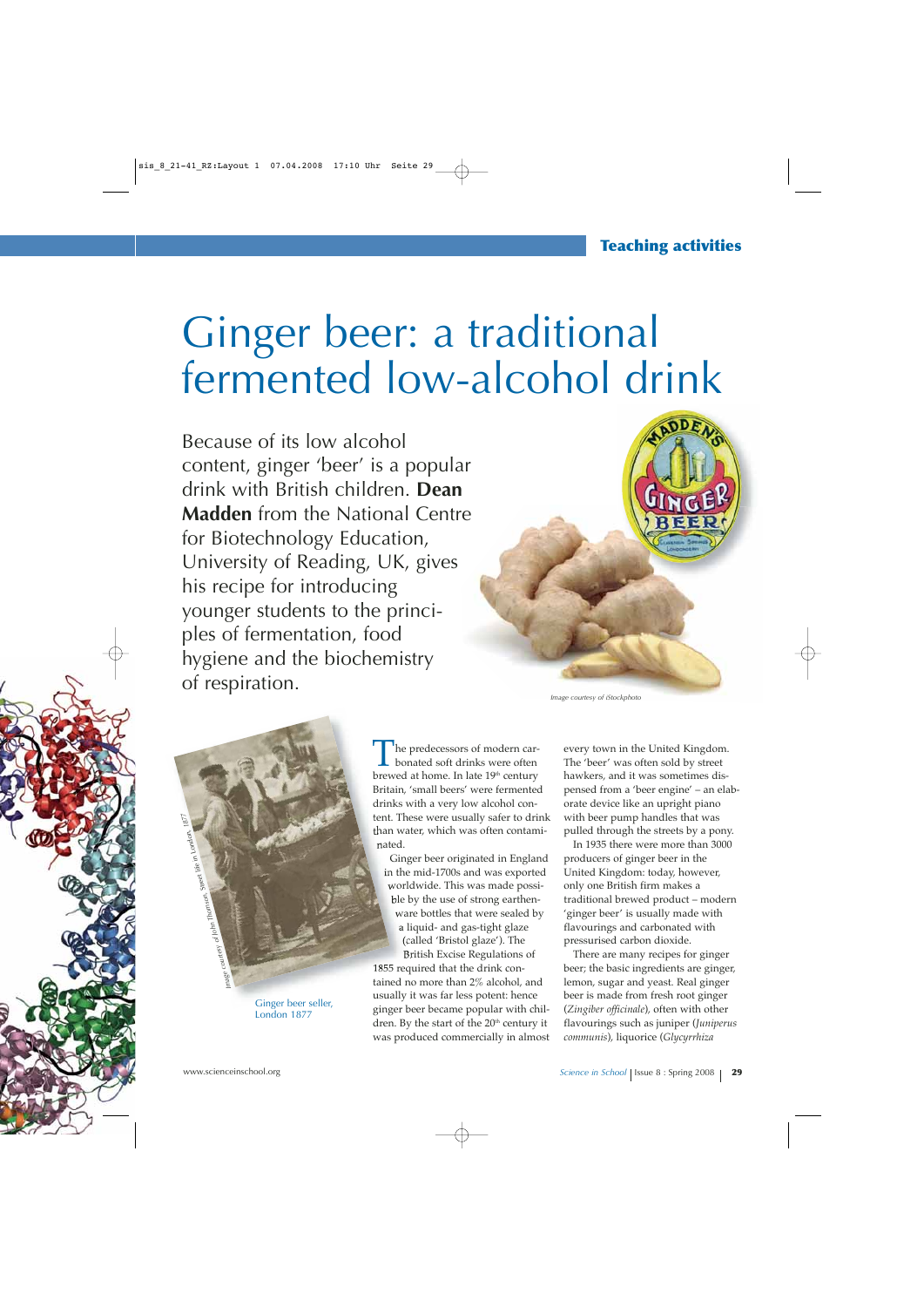# Ginger beer: a traditional fermented low-alcohol drink

Because of its low alcohol content, ginger 'beer' is a popular drink with British children. **Dean Madden** from the National Centre for Biotechnology Education, University of Reading, UK, gives his recipe for introducing younger students to the principles of fermentation, food hygiene and the biochemistry of respiration.

*Image courtesy of iStockphoto*

Ginger beer seller, London 1877

*Image courtesy of John Thomson, Street life in London, 1877*

The predecessors of modern carbonated soft drinks were often brewed at home. In late 19th century Britain, 'small beers' were fermented drinks with a very low alcohol content. These were usually safer to drink than water, which was often contaminated.

Ginger beer originated in England in the mid-1700s and was exported worldwide. This was made possible by the use of strong earthenware bottles that were sealed by a liquid- and gas-tight glaze (called 'Bristol glaze'). The British Excise Regulations of 1855 required that the drink contained no more than 2% alcohol, and usually it was far less potent: hence ginger beer became popular with children. By the start of the 20th century it was produced commercially in almost every town in the United Kingdom. The 'beer' was often sold by street hawkers, and it was sometimes dispensed from a 'beer engine' – an elaborate device like an upright piano with beer pump handles that was pulled through the streets by a pony.

In 1935 there were more than 3000 producers of ginger beer in the United Kingdom: today, however, only one British firm makes a traditional brewed product – modern 'ginger beer' is usually made with flavourings and carbonated with pressurised carbon dioxide.

There are many recipes for ginger beer; the basic ingredients are ginger, lemon, sugar and yeast. Real ginger beer is made from fresh root ginger (*Zingiber officinale*), often with other flavourings such as juniper (*Juniperus communis*), liquorice (*Glycyrrhiza*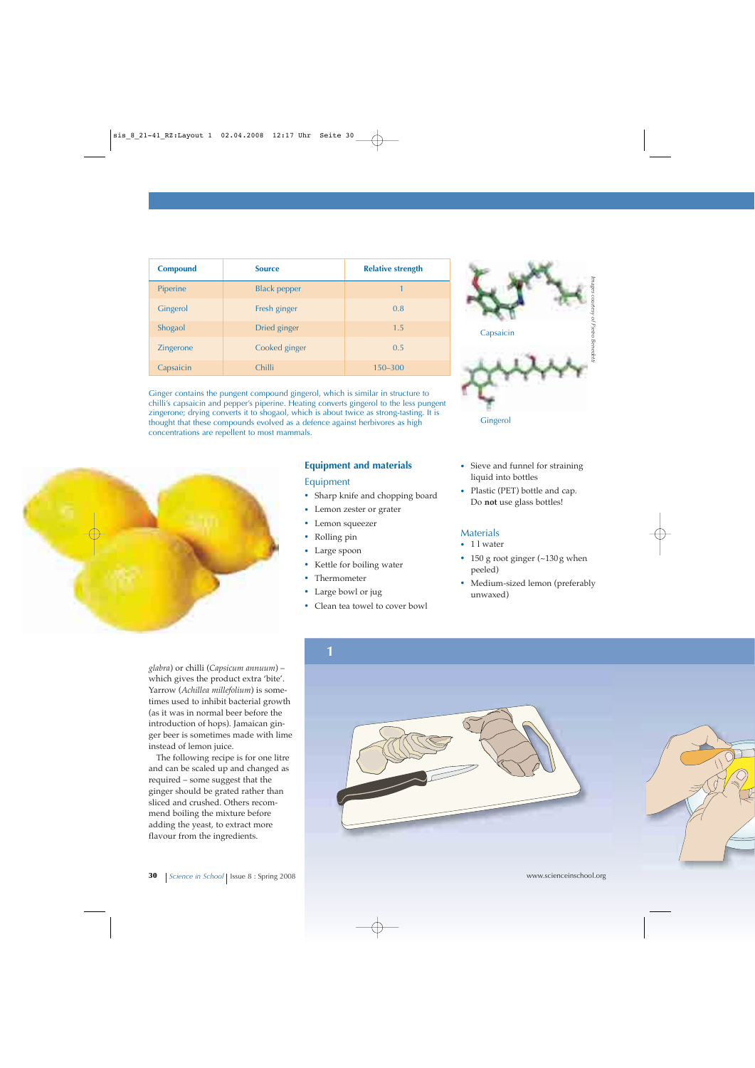| Compound | Source | Relative strength |
| --- | --- | --- |
| Piperine | Black pepper | 1 |
| Gingerol | Fresh ginger | 0.8 |
| Shogaol | Dried ginger | 1.5 |
| Zingerone | Cooked ginger | 0.5 |
| Capsaicin | Chilli | 150–300 |

Ginger contains the pungent compound gingerol, which is similar in structure to chilli's capsaicin and pepper's piperine. Heating converts gingerol to the less pungent zingerone; drying converts it to shogaol, which is about twice as strong-tasting. It is thought that these compounds evolved as a defence against herbivores as high concentrations are repellent to most mammals.

Capsaicin

Gingerol

*Images courtesy of Pietro Benedetti*

*glabra*) or chilli (*Capsicum annuum*) – which gives the product extra 'bite'. Yarrow (*Achillea millefolium*) is sometimes used to inhibit bacterial growth (as it was in normal beer before the introduction of hops). Jamaican ginger beer is sometimes made with lime instead of lemon juice.

The following recipe is for one litre and can be scaled up and changed as required – some suggest that the ginger should be grated rather than sliced and crushed. Others recommend boiling the mixture before adding the yeast, to extract more flavour from the ingredients.

## Equipment and materials

### Equipment

- Sharp knife and chopping board
- Lemon zester or grater
- Lemon squeezer
- Rolling pin
- Large spoon
- Kettle for boiling water
- Thermometer
- Large bowl or jug
- Clean tea towel to cover bowl
- Sieve and funnel for straining liquid into bottles
- Plastic (PET) bottle and cap. Do **not** use glass bottles!

### Materials

- 1 l water
- 150 g root ginger (~130 g when peeled)
- Medium-sized lemon (preferably unwaxed)

1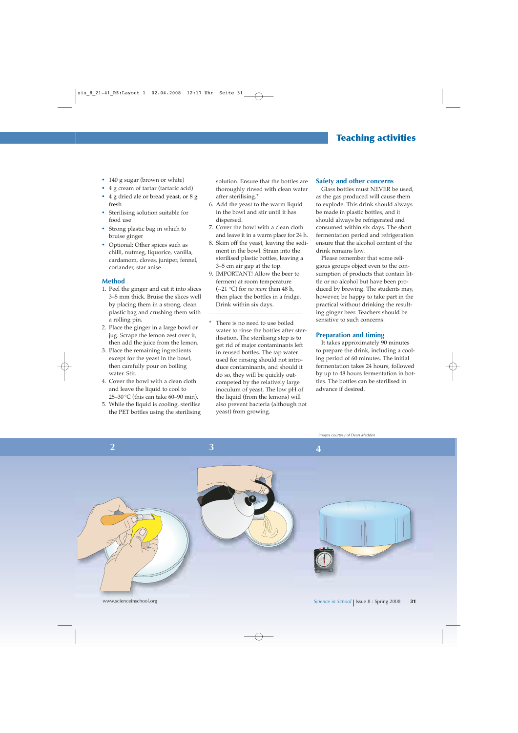- 140 g sugar (brown or white)
- 4 g cream of tartar (tartaric acid)
- 4 g dried ale or bread yeast, or 8 g fresh
- Sterilising solution suitable for food use
- Strong plastic bag in which to bruise ginger
- Optional: Other spices such as chilli, nutmeg, liquorice, vanilla, cardamom, cloves, juniper, fennel, coriander, star anise

## Method

1. Peel the ginger and cut it into slices 3–5 mm thick. Bruise the slices well by placing them in a strong, clean plastic bag and crushing them with a rolling pin.
2. Place the ginger in a large bowl or jug. Scrape the lemon zest over it, then add the juice from the lemon.
3. Place the remaining ingredients except for the yeast in the bowl, then carefully pour on boiling water. Stir.
4. Cover the bowl with a clean cloth and leave the liquid to cool to 25–30 °C (this can take 60–90 min).
5. While the liquid is cooling, sterilise the PET bottles using the sterilising solution. Ensure that the bottles are thoroughly rinsed with clean water after sterilising.*
6. Add the yeast to the warm liquid in the bowl and stir until it has dispersed.
7. Cover the bowl with a clean cloth and leave it in a warm place for 24 h.
8. Skim off the yeast, leaving the sediment in the bowl. Strain into the sterilised plastic bottles, leaving a 3–5 cm air gap at the top.
9. IMPORTANT! Allow the beer to ferment at room temperature (~21 °C) for *no more* than 48 h, then place the bottles in a fridge. Drink within six days.

\* There is no need to use boiled water to rinse the bottles after sterilisation. The sterilising step is to get rid of major contaminants left in reused bottles. The tap water used for rinsing should not introduce contaminants, and should it do so, they will be quickly outcompeted by the relatively large inoculum of yeast. The low pH of the liquid (from the lemons) will also prevent bacteria (although not yeast) from growing.

## Safety and other concerns

Glass bottles must NEVER be used, as the gas produced will cause them to explode. This drink should always be made in plastic bottles, and it should always be refrigerated and consumed within six days. The short fermentation period and refrigeration ensure that the alcohol content of the drink remains low.

Please remember that some religious groups object even to the consumption of products that contain little or no alcohol but have been produced by brewing. The students may, however, be happy to take part in the practical without drinking the resulting ginger beer. Teachers should be sensitive to such concerns.

## Preparation and timing

It takes approximately 90 minutes to prepare the drink, including a cooling period of 60 minutes. The initial fermentation takes 24 hours, followed by up to 48 hours fermentation in bottles. The bottles can be sterilised in advance if desired.

*Images courtesy of Dean Madden*

2

3

4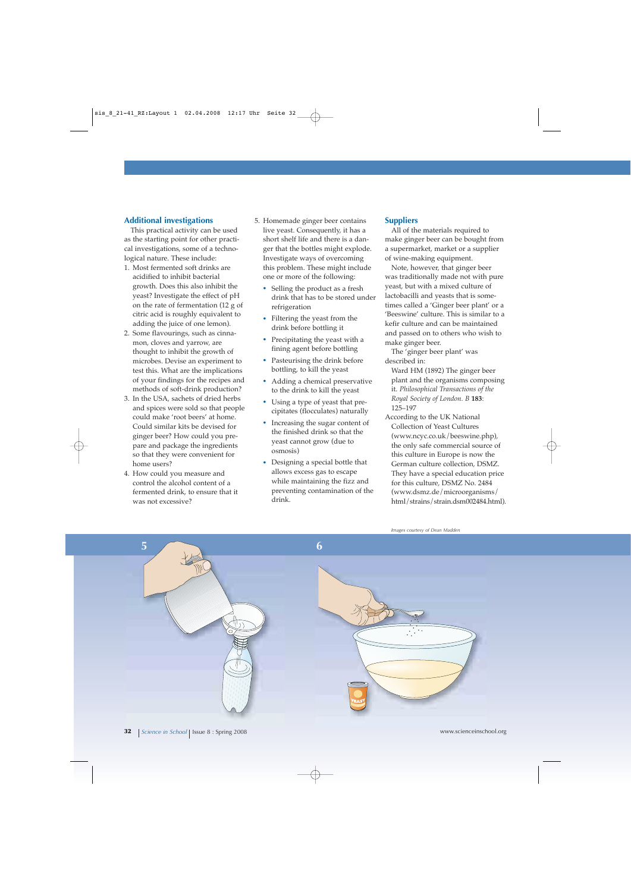## Additional investigations

This practical activity can be used as the starting point for other practical investigations, some of a technological nature. These include:

1. Most fermented soft drinks are acidified to inhibit bacterial growth. Does this also inhibit the yeast? Investigate the effect of pH on the rate of fermentation (12 g of citric acid is roughly equivalent to adding the juice of one lemon).
2. Some flavourings, such as cinnamon, cloves and yarrow, are thought to inhibit the growth of microbes. Devise an experiment to test this. What are the implications of your findings for the recipes and methods of soft-drink production?
3. In the USA, sachets of dried herbs and spices were sold so that people could make 'root beers' at home. Could similar kits be devised for ginger beer? How could you prepare and package the ingredients so that they were convenient for home users?
4. How could you measure and control the alcohol content of a fermented drink, to ensure that it was not excessive?
5. Homemade ginger beer contains live yeast. Consequently, it has a short shelf life and there is a danger that the bottles might explode. Investigate ways of overcoming this problem. These might include one or more of the following:
   - Selling the product as a fresh drink that has to be stored under refrigeration
   - Filtering the yeast from the drink before bottling it
   - Precipitating the yeast with a fining agent before bottling
   - Pasteurising the drink before bottling, to kill the yeast
   - Adding a chemical preservative to the drink to kill the yeast
   - Using a type of yeast that precipitates (flocculates) naturally
   - Increasing the sugar content of the finished drink so that the yeast cannot grow (due to osmosis)
   - Designing a special bottle that allows excess gas to escape while maintaining the fizz and preventing contamination of the drink.

## Suppliers

All of the materials required to make ginger beer can be bought from a supermarket, market or a supplier of wine-making equipment.

Note, however, that ginger beer was traditionally made not with pure yeast, but with a mixed culture of lactobacilli and yeasts that is sometimes called a 'Ginger beer plant' or a 'Beeswine' culture. This is similar to a kefir culture and can be maintained and passed on to others who wish to make ginger beer.

The 'ginger beer plant' was described in:

Ward HM (1892) The ginger beer plant and the organisms composing it. *Philosophical Transactions of the Royal Society of London. B* **183**: 125–197

According to the UK National Collection of Yeast Cultures (www.ncyc.co.uk/beeswine.php), the only safe commercial source of this culture in Europe is now the German culture collection, DSMZ. They have a special education price for this culture, DSMZ No. 2484 (www.dsmz.de/microorganisms/html/strains/strain.dsm002484.html).

*Images courtesy of Dean Madden*

5

6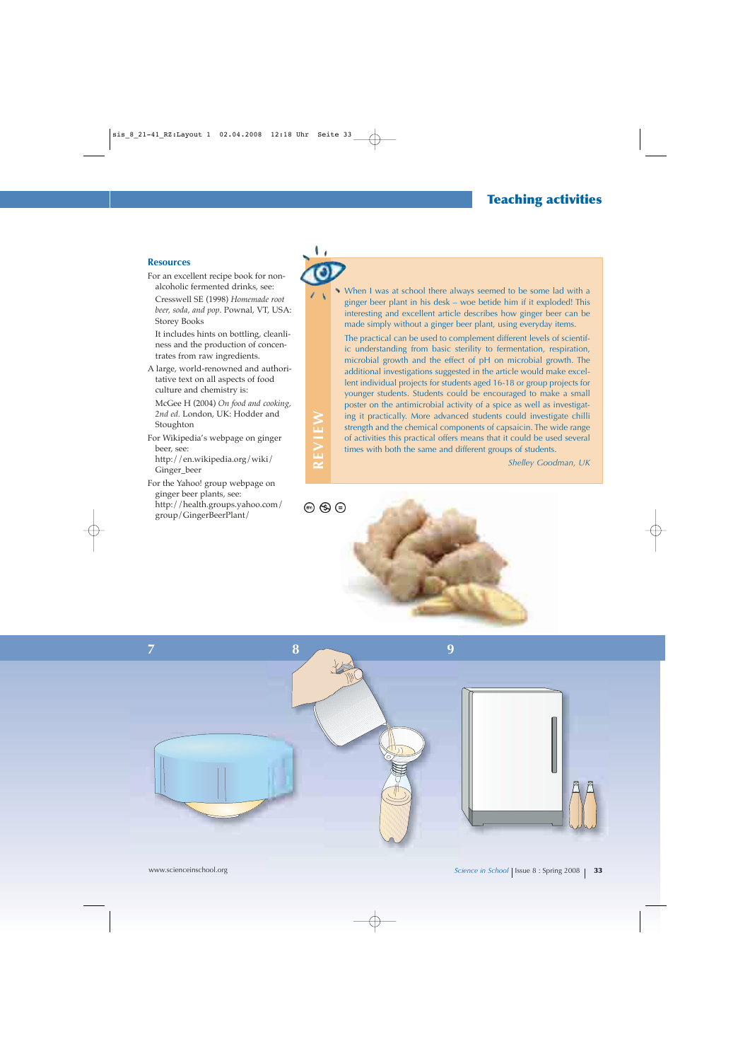## Resources

For an excellent recipe book for non-alcoholic fermented drinks, see:

Cresswell SE (1998) *Homemade root beer, soda, and pop*. Pownal, VT, USA: Storey Books

It includes hints on bottling, cleanliness and the production of concentrates from raw ingredients.

A large, world-renowned and authoritative text on all aspects of food culture and chemistry is:

McGee H (2004) *On food and cooking, 2nd ed.* London, UK: Hodder and Stoughton

For Wikipedia's webpage on ginger beer, see: http://en.wikipedia.org/wiki/Ginger_beer

For the Yahoo! group webpage on ginger beer plants, see: http://health.groups.yahoo.com/group/GingerBeerPlant/

## REVIEW

When I was at school there always seemed to be some lad with a ginger beer plant in his desk – woe betide him if it exploded! This interesting and excellent article describes how ginger beer can be made simply without a ginger beer plant, using everyday items.

The practical can be used to complement different levels of scientific understanding from basic sterility to fermentation, respiration, microbial growth and the effect of pH on microbial growth. The additional investigations suggested in the article would make excellent individual projects for students aged 16-18 or group projects for younger students. Students could be encouraged to make a small poster on the antimicrobial activity of a spice as well as investigating it practically. More advanced students could investigate chilli strength and the chemical components of capsaicin. The wide range of activities this practical offers means that it could be used several times with both the same and different groups of students.

*Shelley Goodman, UK*

7

8

9